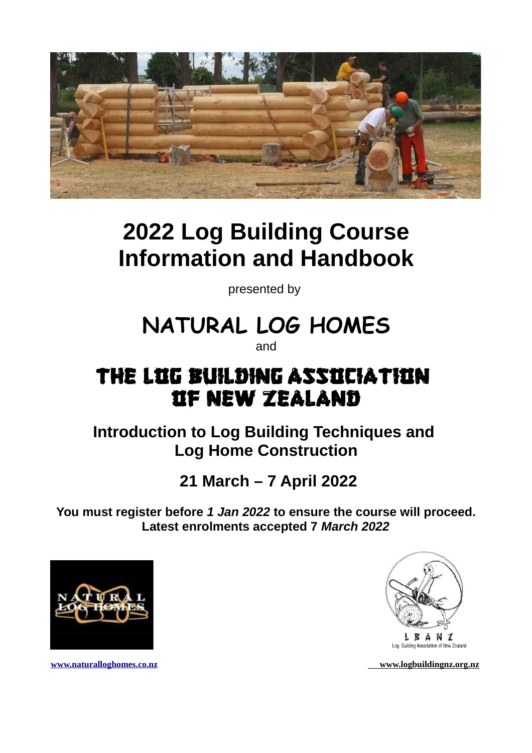# 2022 Log Building Course Information and Handbook

presented by

## NATURAL LOG HOMES

and

## THE LOG BUILDING ASSOCIATION OF NEW ZEALAND

### Introduction to Log Building Techniques and Log Home Construction

### 21 March – 7 April 2022

**You must register before *1 Jan 2022* to ensure the course will proceed. Latest enrolments accepted 7 *March 2022***

LBANZ
Log Building Association of New Zealand

www.naturalloghomes.co.nz www.logbuildingnz.org.nz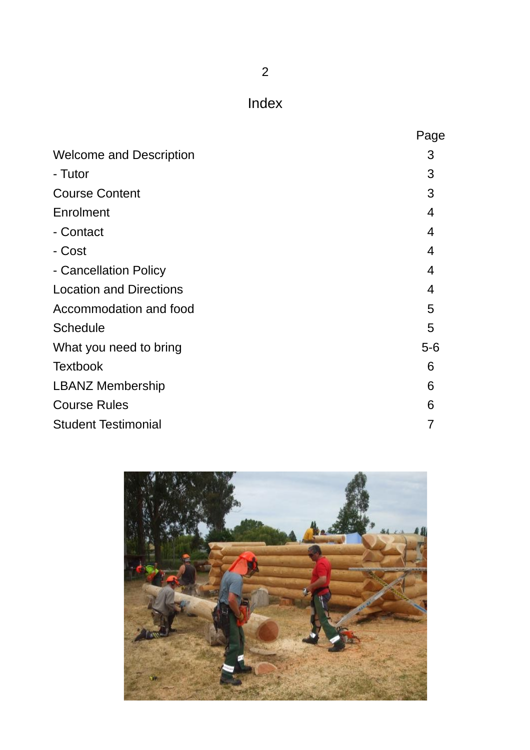# Index

| | Page |
|---|---|
| Welcome and Description | 3 |
| - Tutor | 3 |
| Course Content | 3 |
| Enrolment | 4 |
| - Contact | 4 |
| - Cost | 4 |
| - Cancellation Policy | 4 |
| Location and Directions | 4 |
| Accommodation and food | 5 |
| Schedule | 5 |
| What you need to bring | 5-6 |
| Textbook | 6 |
| LBANZ Membership | 6 |
| Course Rules | 6 |
| Student Testimonial | 7 |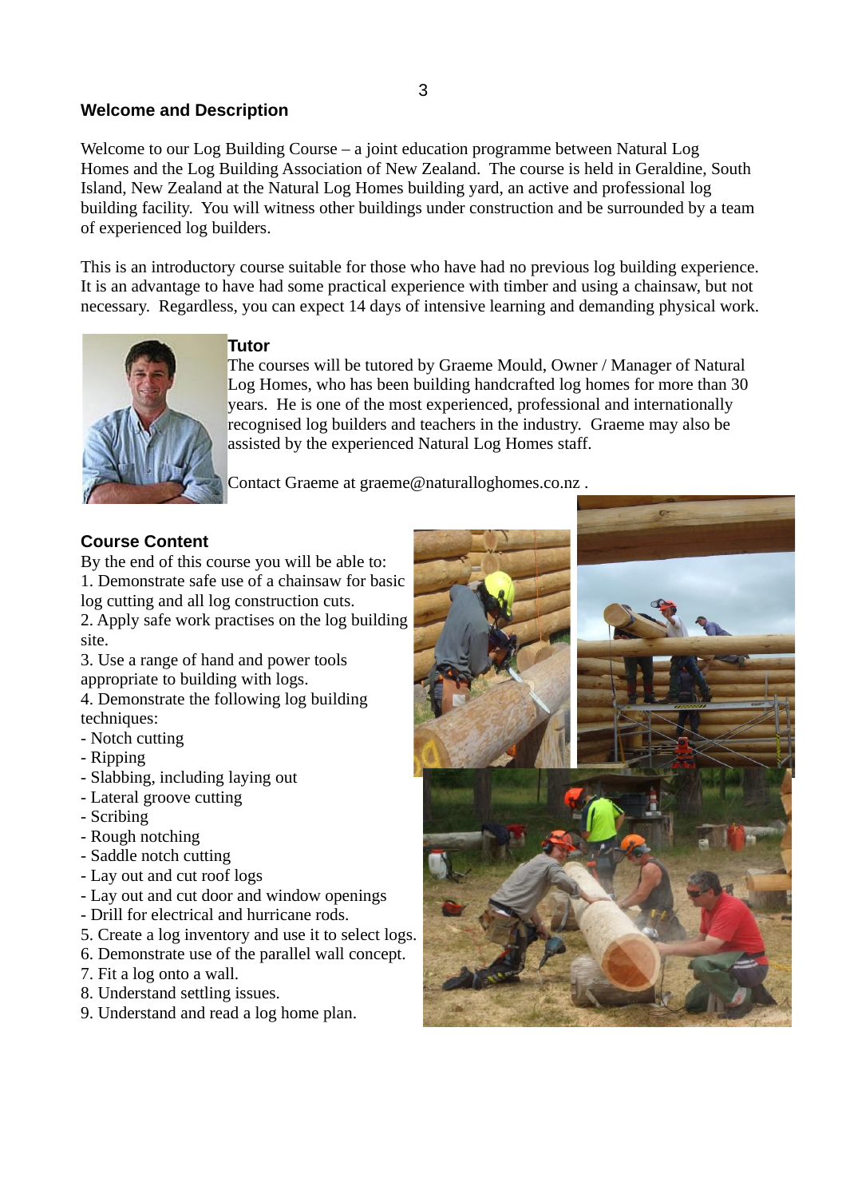## Welcome and Description

Welcome to our Log Building Course – a joint education programme between Natural Log Homes and the Log Building Association of New Zealand. The course is held in Geraldine, South Island, New Zealand at the Natural Log Homes building yard, an active and professional log building facility. You will witness other buildings under construction and be surrounded by a team of experienced log builders.

This is an introductory course suitable for those who have had no previous log building experience. It is an advantage to have had some practical experience with timber and using a chainsaw, but not necessary. Regardless, you can expect 14 days of intensive learning and demanding physical work.

### Tutor

The courses will be tutored by Graeme Mould, Owner / Manager of Natural Log Homes, who has been building handcrafted log homes for more than 30 years. He is one of the most experienced, professional and internationally recognised log builders and teachers in the industry. Graeme may also be assisted by the experienced Natural Log Homes staff.

Contact Graeme at graeme@naturalloghomes.co.nz .

## Course Content

By the end of this course you will be able to:

1. Demonstrate safe use of a chainsaw for basic log cutting and all log construction cuts.
2. Apply safe work practises on the log building site.
3. Use a range of hand and power tools appropriate to building with logs.
4. Demonstrate the following log building techniques:
   - Notch cutting
   - Ripping
   - Slabbing, including laying out
   - Lateral groove cutting
   - Scribing
   - Rough notching
   - Saddle notch cutting
   - Lay out and cut roof logs
   - Lay out and cut door and window openings
   - Drill for electrical and hurricane rods.
5. Create a log inventory and use it to select logs.
6. Demonstrate use of the parallel wall concept.
7. Fit a log onto a wall.
8. Understand settling issues.
9. Understand and read a log home plan.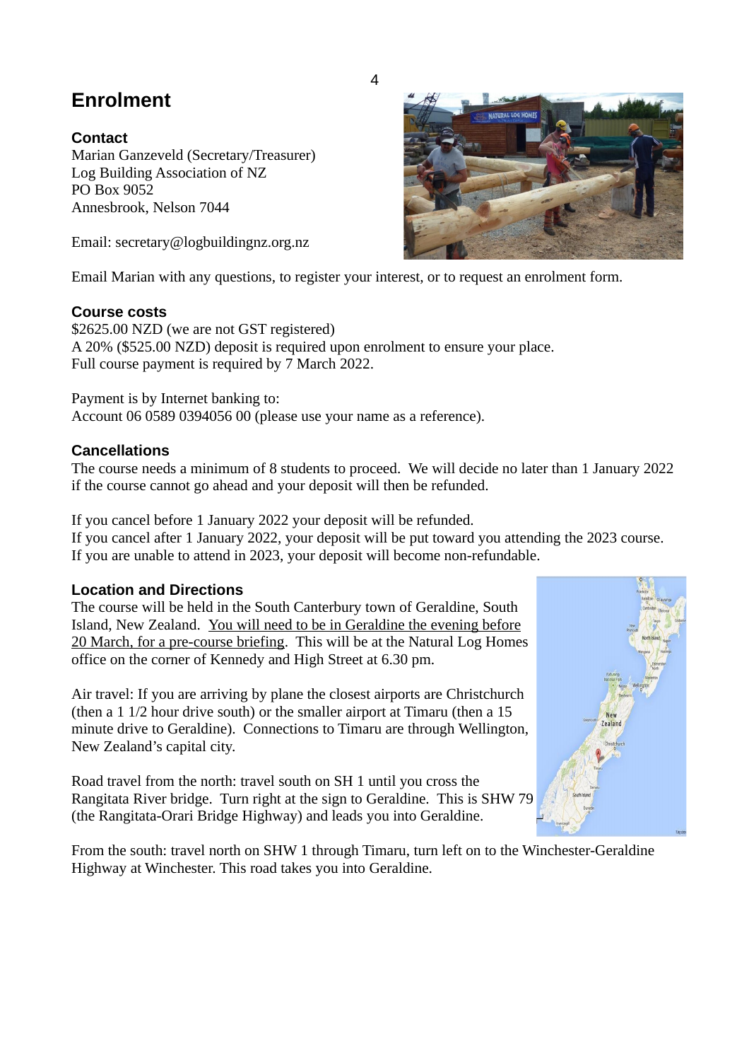# Enrolment

### Contact

Marian Ganzeveld (Secretary/Treasurer)
Log Building Association of NZ
PO Box 9052
Annesbrook, Nelson 7044

Email: secretary@logbuildingnz.org.nz

Email Marian with any questions, to register your interest, or to request an enrolment form.

### Course costs

$2625.00 NZD (we are not GST registered)
A 20% ($525.00 NZD) deposit is required upon enrolment to ensure your place.
Full course payment is required by 7 March 2022.

Payment is by Internet banking to:
Account 06 0589 0394056 00 (please use your name as a reference).

### Cancellations

The course needs a minimum of 8 students to proceed. We will decide no later than 1 January 2022 if the course cannot go ahead and your deposit will then be refunded.

If you cancel before 1 January 2022 your deposit will be refunded.
If you cancel after 1 January 2022, your deposit will be put toward you attending the 2023 course.
If you are unable to attend in 2023, your deposit will become non-refundable.

### Location and Directions

The course will be held in the South Canterbury town of Geraldine, South Island, New Zealand. <u>You will need to be in Geraldine the evening before 20 March, for a pre-course briefing</u>. This will be at the Natural Log Homes office on the corner of Kennedy and High Street at 6.30 pm.

Air travel: If you are arriving by plane the closest airports are Christchurch (then a 1 1/2 hour drive south) or the smaller airport at Timaru (then a 15 minute drive to Geraldine). Connections to Timaru are through Wellington, New Zealand's capital city.

Road travel from the north: travel south on SH 1 until you cross the Rangitata River bridge. Turn right at the sign to Geraldine. This is SHW 79 (the Rangitata-Orari Bridge Highway) and leads you into Geraldine.

From the south: travel north on SHW 1 through Timaru, turn left on to the Winchester-Geraldine Highway at Winchester. This road takes you into Geraldine.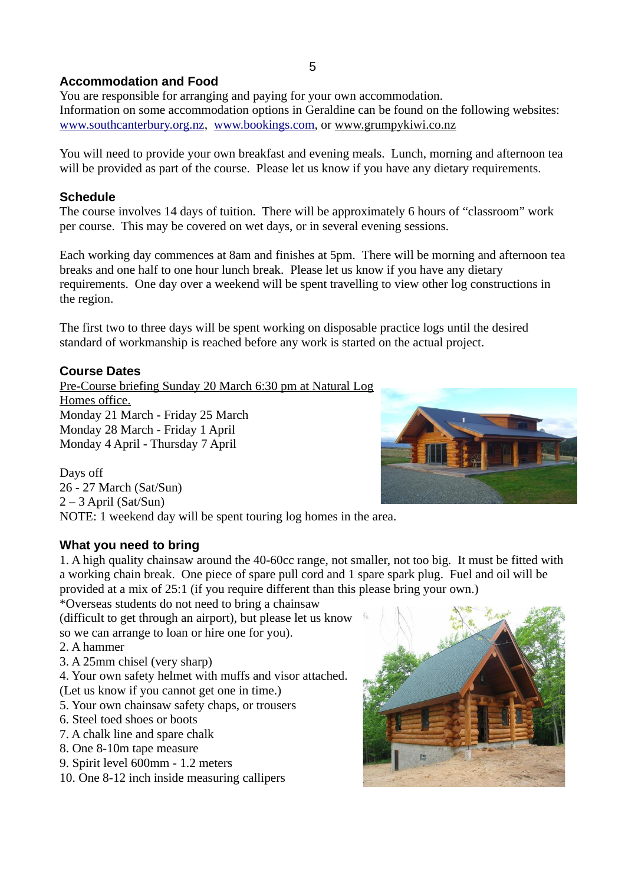## Accommodation and Food

You are responsible for arranging and paying for your own accommodation.
Information on some accommodation options in Geraldine can be found on the following websites: www.southcanterbury.org.nz, www.bookings.com, or www.grumpykiwi.co.nz

You will need to provide your own breakfast and evening meals. Lunch, morning and afternoon tea will be provided as part of the course. Please let us know if you have any dietary requirements.

## Schedule

The course involves 14 days of tuition. There will be approximately 6 hours of “classroom” work per course. This may be covered on wet days, or in several evening sessions.

Each working day commences at 8am and finishes at 5pm. There will be morning and afternoon tea breaks and one half to one hour lunch break. Please let us know if you have any dietary requirements. One day over a weekend will be spent travelling to view other log constructions in the region.

The first two to three days will be spent working on disposable practice logs until the desired standard of workmanship is reached before any work is started on the actual project.

## Course Dates

Pre-Course briefing Sunday 20 March 6:30 pm at Natural Log Homes office.
Monday 21 March - Friday 25 March
Monday 28 March - Friday 1 April
Monday 4 April - Thursday 7 April

Days off
26 - 27 March (Sat/Sun)
2 – 3 April (Sat/Sun)
NOTE: 1 weekend day will be spent touring log homes in the area.

## What you need to bring

1. A high quality chainsaw around the 40-60cc range, not smaller, not too big. It must be fitted with a working chain break. One piece of spare pull cord and 1 spare spark plug. Fuel and oil will be provided at a mix of 25:1 (if you require different than this please bring your own.)
*Overseas students do not need to bring a chainsaw (difficult to get through an airport), but please let us know so we can arrange to loan or hire one for you).
2. A hammer
3. A 25mm chisel (very sharp)
4. Your own safety helmet with muffs and visor attached. (Let us know if you cannot get one in time.)
5. Your own chainsaw safety chaps, or trousers
6. Steel toed shoes or boots
7. A chalk line and spare chalk
8. One 8-10m tape measure
9. Spirit level 600mm - 1.2 meters
10. One 8-12 inch inside measuring callipers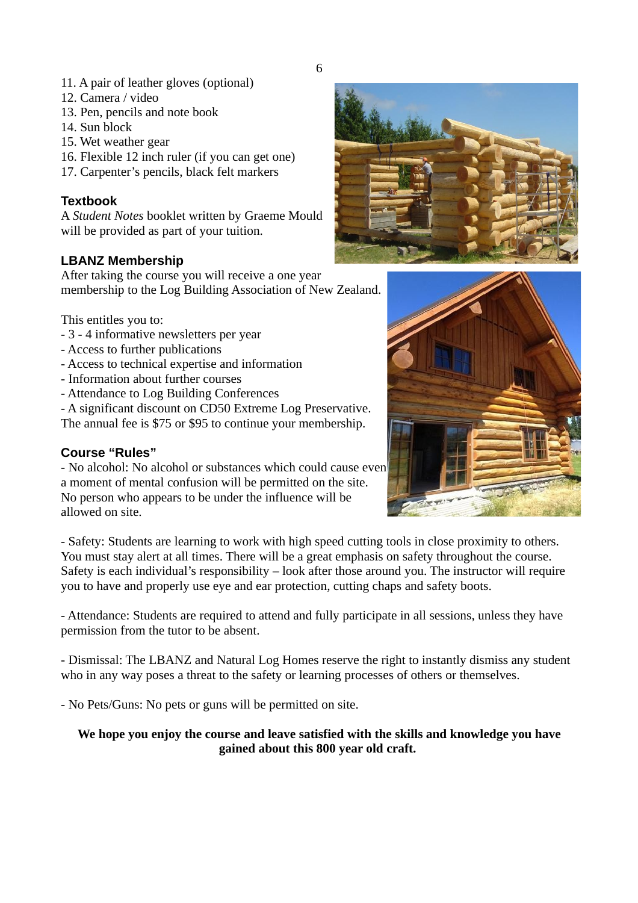11. A pair of leather gloves (optional)
12. Camera / video
13. Pen, pencils and note book
14. Sun block
15. Wet weather gear
16. Flexible 12 inch ruler (if you can get one)
17. Carpenter's pencils, black felt markers

### Textbook

A *Student Notes* booklet written by Graeme Mould will be provided as part of your tuition.

### LBANZ Membership

After taking the course you will receive a one year membership to the Log Building Association of New Zealand.

This entitles you to:

- 3 - 4 informative newsletters per year
- Access to further publications
- Access to technical expertise and information
- Information about further courses
- Attendance to Log Building Conferences
- A significant discount on CD50 Extreme Log Preservative.

The annual fee is $75 or $95 to continue your membership.

### Course "Rules"

- No alcohol: No alcohol or substances which could cause even a moment of mental confusion will be permitted on the site. No person who appears to be under the influence will be allowed on site.

- Safety: Students are learning to work with high speed cutting tools in close proximity to others. You must stay alert at all times. There will be a great emphasis on safety throughout the course. Safety is each individual's responsibility – look after those around you. The instructor will require you to have and properly use eye and ear protection, cutting chaps and safety boots.

- Attendance: Students are required to attend and fully participate in all sessions, unless they have permission from the tutor to be absent.

- Dismissal: The LBANZ and Natural Log Homes reserve the right to instantly dismiss any student who in any way poses a threat to the safety or learning processes of others or themselves.

- No Pets/Guns: No pets or guns will be permitted on site.

**We hope you enjoy the course and leave satisfied with the skills and knowledge you have gained about this 800 year old craft.**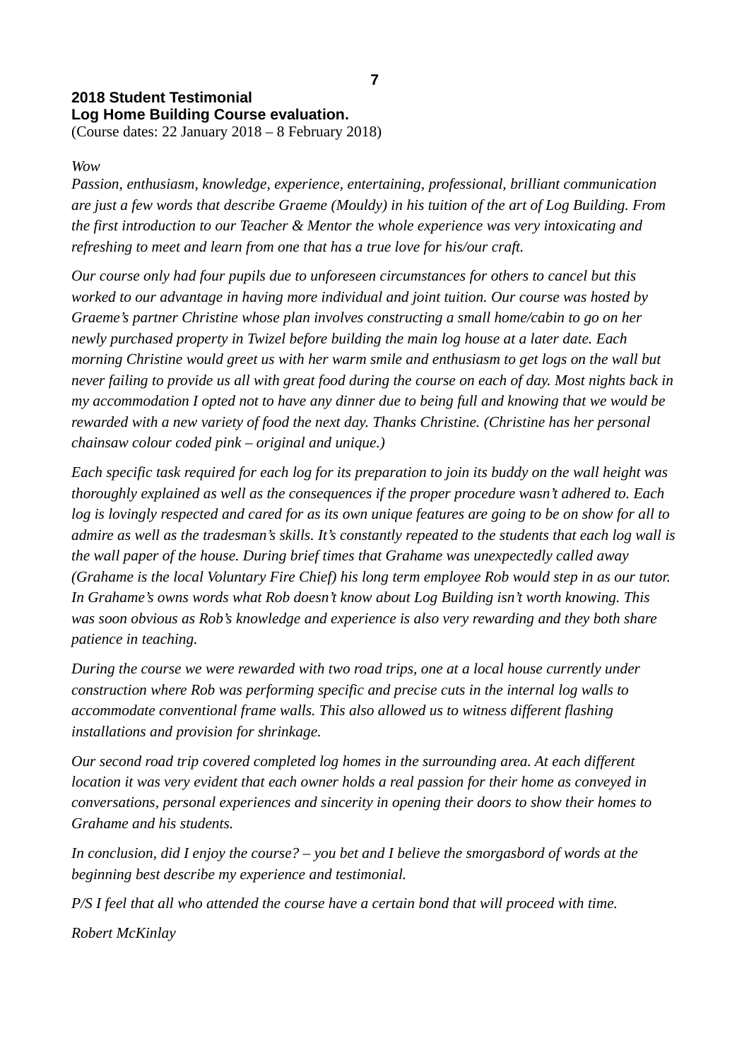**2018 Student Testimonial**
**Log Home Building Course evaluation.**
(Course dates: 22 January 2018 – 8 February 2018)

*Wow*
*Passion, enthusiasm, knowledge, experience, entertaining, professional, brilliant communication are just a few words that describe Graeme (Mouldy) in his tuition of the art of Log Building. From the first introduction to our Teacher & Mentor the whole experience was very intoxicating and refreshing to meet and learn from one that has a true love for his/our craft.*

*Our course only had four pupils due to unforeseen circumstances for others to cancel but this worked to our advantage in having more individual and joint tuition. Our course was hosted by Graeme's partner Christine whose plan involves constructing a small home/cabin to go on her newly purchased property in Twizel before building the main log house at a later date. Each morning Christine would greet us with her warm smile and enthusiasm to get logs on the wall but never failing to provide us all with great food during the course on each of day. Most nights back in my accommodation I opted not to have any dinner due to being full and knowing that we would be rewarded with a new variety of food the next day. Thanks Christine. (Christine has her personal chainsaw colour coded pink – original and unique.)*

*Each specific task required for each log for its preparation to join its buddy on the wall height was thoroughly explained as well as the consequences if the proper procedure wasn't adhered to. Each log is lovingly respected and cared for as its own unique features are going to be on show for all to admire as well as the tradesman's skills. It's constantly repeated to the students that each log wall is the wall paper of the house. During brief times that Grahame was unexpectedly called away (Grahame is the local Voluntary Fire Chief) his long term employee Rob would step in as our tutor. In Grahame's owns words what Rob doesn't know about Log Building isn't worth knowing. This was soon obvious as Rob's knowledge and experience is also very rewarding and they both share patience in teaching.*

*During the course we were rewarded with two road trips, one at a local house currently under construction where Rob was performing specific and precise cuts in the internal log walls to accommodate conventional frame walls. This also allowed us to witness different flashing installations and provision for shrinkage.*

*Our second road trip covered completed log homes in the surrounding area. At each different location it was very evident that each owner holds a real passion for their home as conveyed in conversations, personal experiences and sincerity in opening their doors to show their homes to Grahame and his students.*

*In conclusion, did I enjoy the course? – you bet and I believe the smorgasbord of words at the beginning best describe my experience and testimonial.*

*P/S I feel that all who attended the course have a certain bond that will proceed with time.*

*Robert McKinlay*